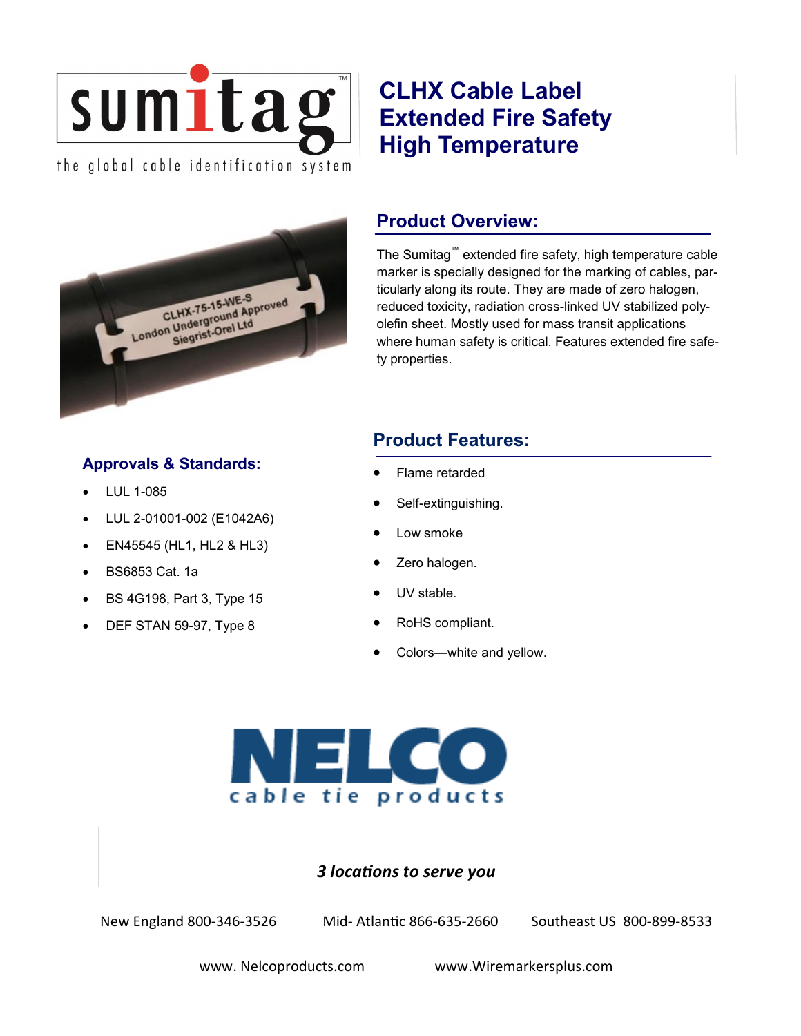sumitag™

the global cable identification system

# CLHX Cable Label Extended Fire Safety High Temperature

## Product Overview:

The Sumitag™ extended fire safety, high temperature cable marker is specially designed for the marking of cables, particularly along its route. They are made of zero halogen, reduced toxicity, radiation cross-linked UV stabilized polyolefin sheet. Mostly used for mass transit applications where human safety is critical. Features extended fire safety properties.

## Approvals & Standards:

- LUL 1-085
- LUL 2-01001-002 (E1042A6)
- EN45545 (HL1, HL2 & HL3)
- BS6853 Cat. 1a
- BS 4G198, Part 3, Type 15
- DEF STAN 59-97, Type 8

## Product Features:

- Flame retarded
- Self-extinguishing.
- Low smoke
- Zero halogen.
- UV stable.
- RoHS compliant.
- Colors—white and yellow.

NELCO

cable tie products

*3 locations to serve you*

New England 800-346-3526 Mid- Atlantic 866-635-2660 Southeast US 800-899-8533

www. Nelcoproducts.com www.Wiremarkersplus.com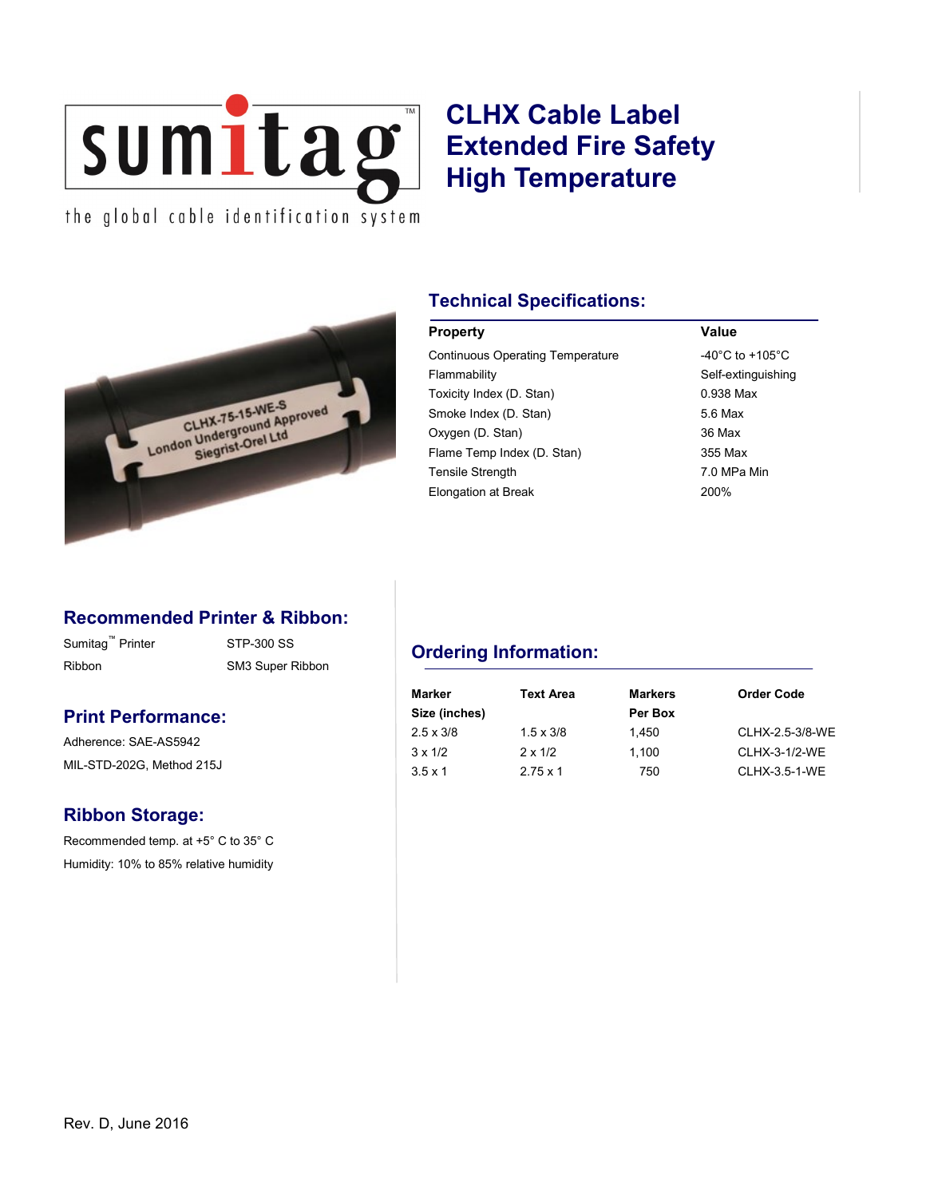sumitag™

the global cable identification system

# CLHX Cable Label Extended Fire Safety High Temperature

## Technical Specifications:

| Property | Value |
|---|---|
| Continuous Operating Temperature | -40°C to +105°C |
| Flammability | Self-extinguishing |
| Toxicity Index (D. Stan) | 0.938 Max |
| Smoke Index (D. Stan) | 5.6 Max |
| Oxygen (D. Stan) | 36 Max |
| Flame Temp Index (D. Stan) | 355 Max |
| Tensile Strength | 7.0 MPa Min |
| Elongation at Break | 200% |

## Recommended Printer & Ribbon:

| | |
|---|---|
| Sumitag™ Printer | STP-300 SS |
| Ribbon | SM3 Super Ribbon |

## Print Performance:

Adherence: SAE-AS5942

MIL-STD-202G, Method 215J

## Ribbon Storage:

Recommended temp. at +5° C to 35° C

Humidity: 10% to 85% relative humidity

## Ordering Information:

| Marker Size (inches) | Text Area | Markers Per Box | Order Code |
|---|---|---|---|
| 2.5 x 3/8 | 1.5 x 3/8 | 1,450 | CLHX-2.5-3/8-WE |
| 3 x 1/2 | 2 x 1/2 | 1,100 | CLHX-3-1/2-WE |
| 3.5 x 1 | 2.75 x 1 | 750 | CLHX-3.5-1-WE |

Rev. D, June 2016